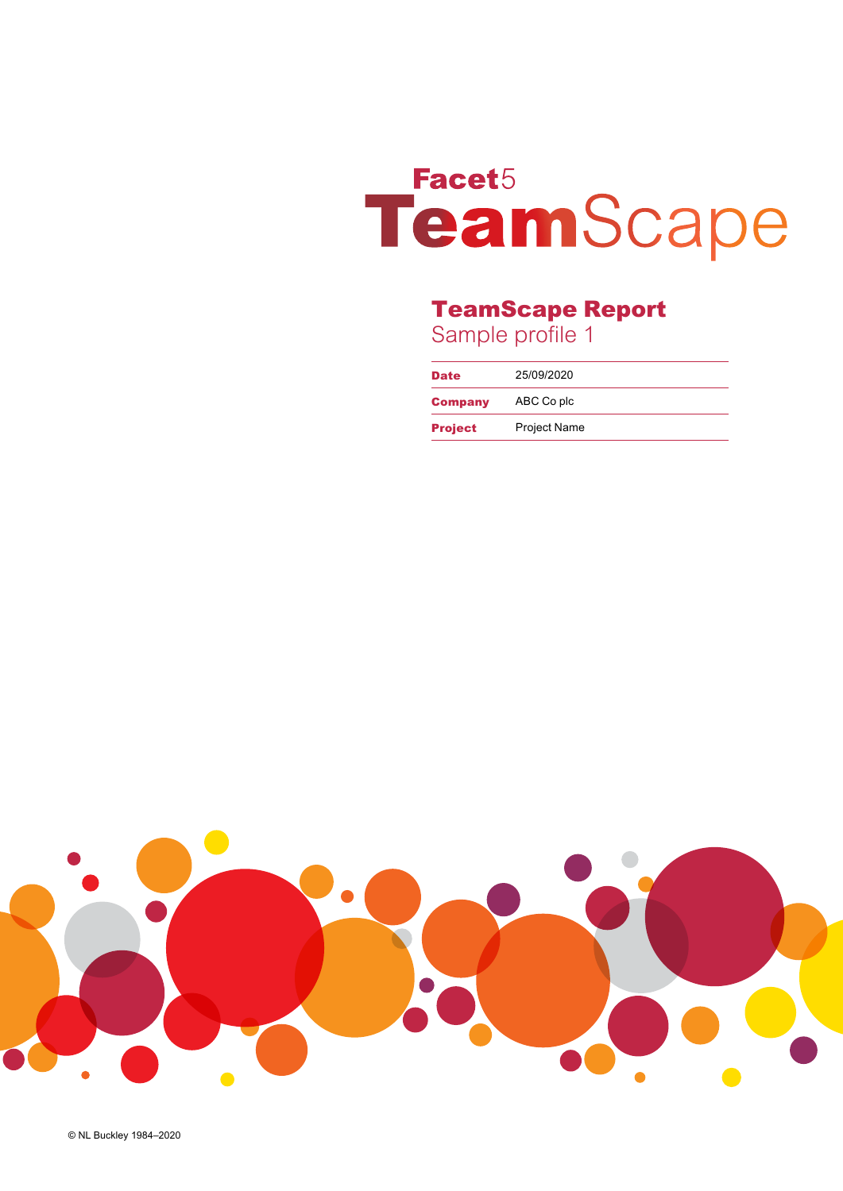# Facet5 TeamScape

## TeamScape Report
Sample profile 1

| | |
|---|---|
| **Date** | 25/09/2020 |
| **Company** | ABC Co plc |
| **Project** | Project Name |

© NL Buckley 1984–2020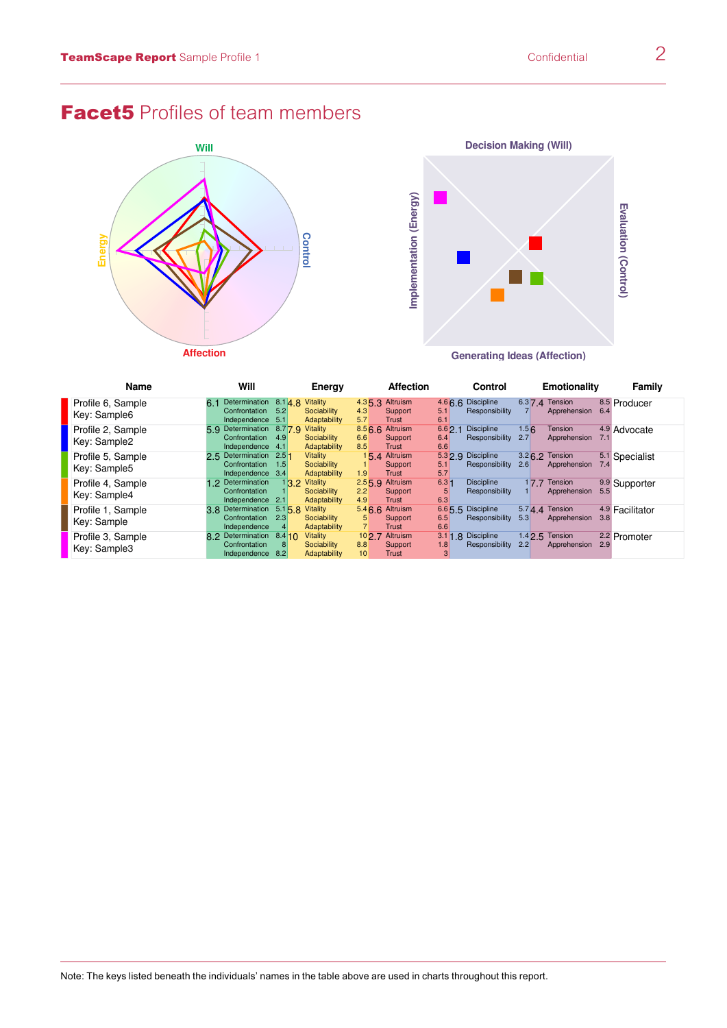# **Facet5** Profiles of team members

Will

Control

Affection

Energy

Decision Making (Will)

Evaluation (Control)

Generating Ideas (Affection)

Implementation (Energy)

| Name | Will | | | Energy | | | Affection | | | Control | | | Emotionality | | | Family |
|---|---|---|---|---|---|---|---|---|---|---|---|---|---|---|---|---|
| Profile 6, Sample<br>Key: Sample6 | 6.1 | Determination<br>Confrontation<br>Independence | 8.1<br>5.2<br>5.1 | 4.8 | Vitality<br>Sociability<br>Adaptability | 4.3<br>4.3<br>5.7 | 5.3 | Altruism<br>Support<br>Trust | 4.6<br>5.1<br>6.1 | 6.6 | Discipline<br>Responsibility | 6.3<br>7 | 7.4 | Tension<br>Apprehension | 8.5<br>6.4 | Producer |
| Profile 2, Sample<br>Key: Sample2 | 5.9 | Determination<br>Confrontation<br>Independence | 8.7<br>4.9<br>4.1 | 7.9 | Vitality<br>Sociability<br>Adaptability | 8.5<br>6.6<br>8.5 | 6.6 | Altruism<br>Support<br>Trust | 6.6<br>6.4<br>6.6 | 2.1 | Discipline<br>Responsibility | 1.5<br>2.7 | 6 | Tension<br>Apprehension | 4.9<br>7.1 | Advocate |
| Profile 5, Sample<br>Key: Sample5 | 2.5 | Determination<br>Confrontation<br>Independence | 2.5<br>1.5<br>3.4 | 1 | Vitality<br>Sociability<br>Adaptability | 1<br>1<br>1.9 | 5.4 | Altruism<br>Support<br>Trust | 5.3<br>5.1<br>5.7 | 2.9 | Discipline<br>Responsibility | 3.2<br>2.6 | 6.2 | Tension<br>Apprehension | 5.1<br>7.4 | Specialist |
| Profile 4, Sample<br>Key: Sample4 | 1.2 | Determination<br>Confrontation<br>Independence | 1<br>1<br>2.1 | 3.2 | Vitality<br>Sociability<br>Adaptability | 2.5<br>2.2<br>4.9 | 5.9 | Altruism<br>Support<br>Trust | 6.3<br>5<br>6.3 | 1 | Discipline<br>Responsibility | 1<br>1 | 7.7 | Tension<br>Apprehension | 9.9<br>5.5 | Supporter |
| Profile 1, Sample<br>Key: Sample | 3.8 | Determination<br>Confrontation<br>Independence | 5.1<br>2.3<br>4 | 5.8 | Vitality<br>Sociability<br>Adaptability | 5.4<br>5<br>7 | 6.6 | Altruism<br>Support<br>Trust | 6.6<br>6.5<br>6.6 | 5.5 | Discipline<br>Responsibility | 5.7<br>5.3 | 4.4 | Tension<br>Apprehension | 4.9<br>3.8 | Facilitator |
| Profile 3, Sample<br>Key: Sample3 | 8.2 | Determination<br>Confrontation<br>Independence | 8.4<br>8<br>8.2 | 10 | Vitality<br>Sociability<br>Adaptability | 10<br>8.8<br>10 | 2.7 | Altruism<br>Support<br>Trust | 3.1<br>1.8<br>3 | 1.8 | Discipline<br>Responsibility | 1.4<br>2.2 | 2.5 | Tension<br>Apprehension | 2.2<br>2.9 | Promoter |

Note: The keys listed beneath the individuals' names in the table above are used in charts throughout this report.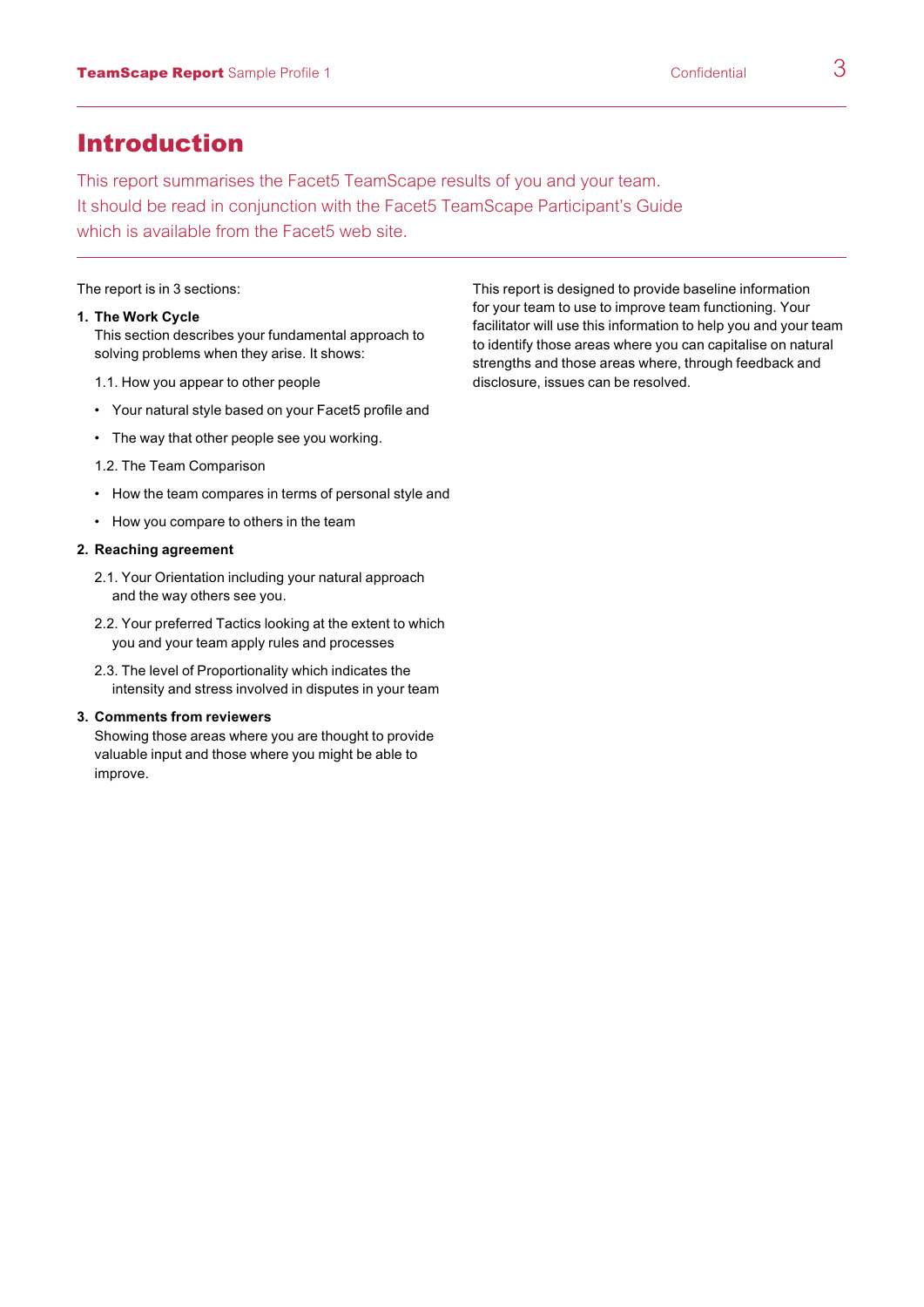# Introduction

This report summarises the Facet5 TeamScape results of you and your team. It should be read in conjunction with the Facet5 TeamScape Participant's Guide which is available from the Facet5 web site.

The report is in 3 sections:

1. **The Work Cycle**
   This section describes your fundamental approach to solving problems when they arise. It shows:

   1.1. How you appear to other people

   - Your natural style based on your Facet5 profile and
   - The way that other people see you working.

   1.2. The Team Comparison

   - How the team compares in terms of personal style and
   - How you compare to others in the team

2. **Reaching agreement**

   2.1. Your Orientation including your natural approach and the way others see you.

   2.2. Your preferred Tactics looking at the extent to which you and your team apply rules and processes

   2.3. The level of Proportionality which indicates the intensity and stress involved in disputes in your team

3. **Comments from reviewers**
   Showing those areas where you are thought to provide valuable input and those where you might be able to improve.

This report is designed to provide baseline information for your team to use to improve team functioning. Your facilitator will use this information to help you and your team to identify those areas where you can capitalise on natural strengths and those areas where, through feedback and disclosure, issues can be resolved.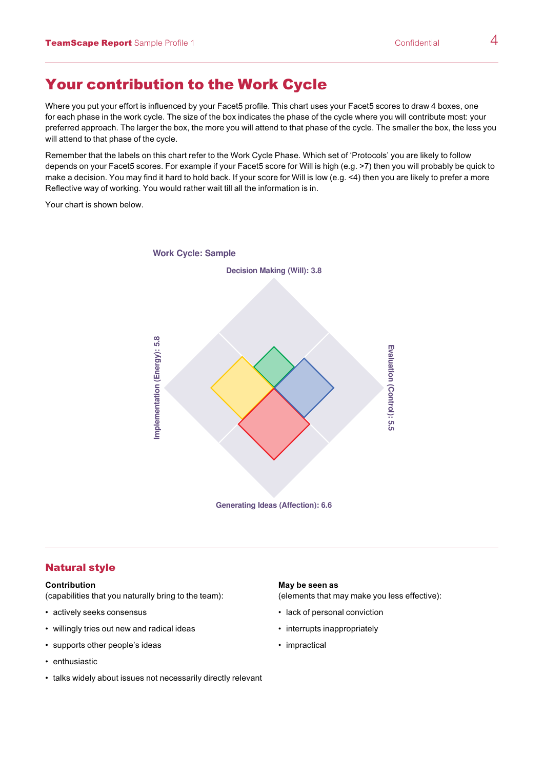# Your contribution to the Work Cycle

Where you put your effort is influenced by your Facet5 profile. This chart uses your Facet5 scores to draw 4 boxes, one for each phase in the work cycle. The size of the box indicates the phase of the cycle where you will contribute most: your preferred approach. The larger the box, the more you will attend to that phase of the cycle. The smaller the box, the less you will attend to that phase of the cycle.

Remember that the labels on this chart refer to the Work Cycle Phase. Which set of 'Protocols' you are likely to follow depends on your Facet5 scores. For example if your Facet5 score for Will is high (e.g. >7) then you will probably be quick to make a decision. You may find it hard to hold back. If your score for Will is low (e.g. <4) then you are likely to prefer a more Reflective way of working. You would rather wait till all the information is in.

Your chart is shown below.

Work Cycle: Sample

Decision Making (Will): 3.8

Implementation (Energy): 5.8

Evaluation (Control): 5.5

Generating Ideas (Affection): 6.6

## Natural style

**Contribution**
(capabilities that you naturally bring to the team):

- actively seeks consensus
- willingly tries out new and radical ideas
- supports other people's ideas
- enthusiastic
- talks widely about issues not necessarily directly relevant

**May be seen as**
(elements that may make you less effective):

- lack of personal conviction
- interrupts inappropriately
- impractical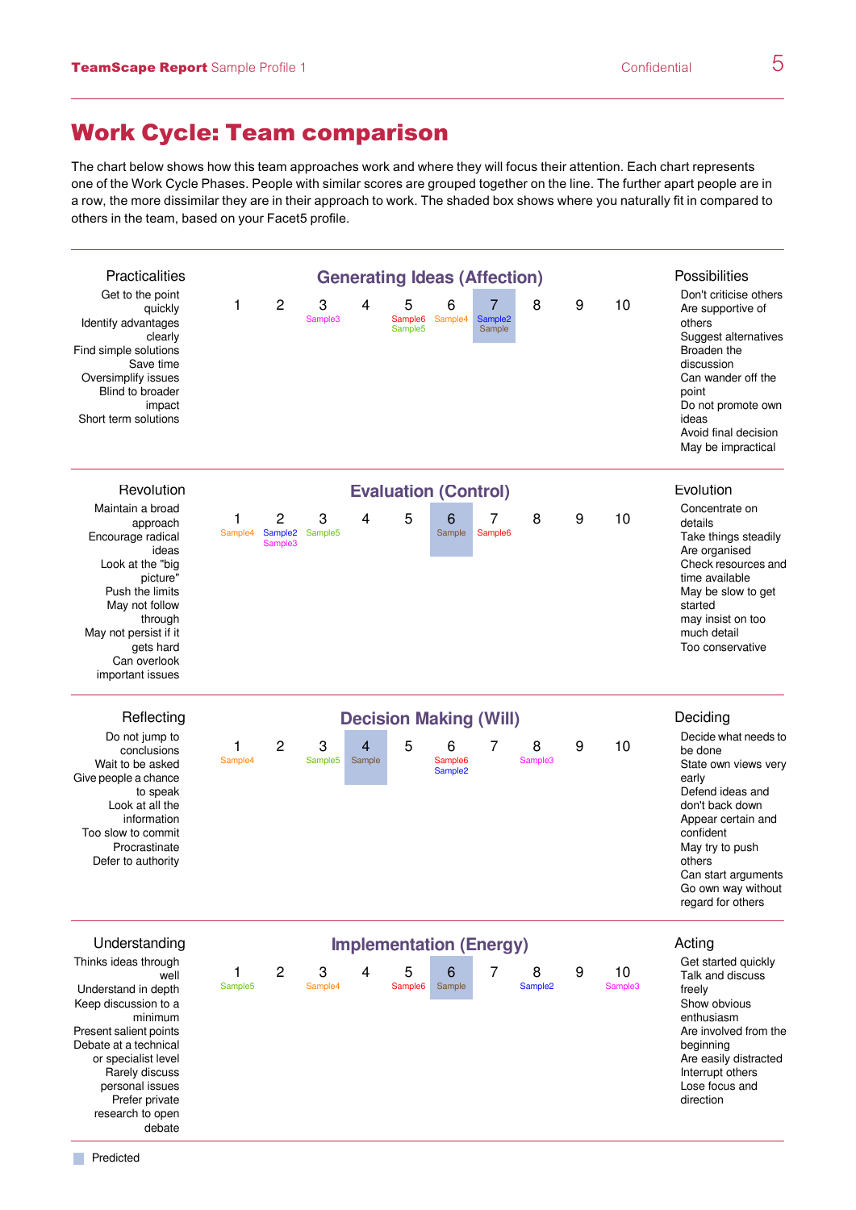# Work Cycle: Team comparison

The chart below shows how this team approaches work and where they will focus their attention. Each chart represents one of the Work Cycle Phases. People with similar scores are grouped together on the line. The further apart people are in a row, the more dissimilar they are in their approach to work. The shaded box shows where you naturally fit in compared to others in the team, based on your Facet5 profile.

### Generating Ideas (Affection)

**Practicalities**

Get to the point quickly
Identify advantages clearly
Find simple solutions
Save time
Oversimplify issues
Blind to broader impact
Short term solutions

1 2 3 4 5 6 7 8 9 10
3: Sample3
5: Sample6, Sample5
6: Sample4
7: Sample2, Sample

**Possibilities**

Don't criticise others
Are supportive of others
Suggest alternatives
Broaden the discussion
Can wander off the point
Do not promote own ideas
Avoid final decision
May be impractical

### Evaluation (Control)

**Revolution**

Maintain a broad approach
Encourage radical ideas
Look at the "big picture"
Push the limits
May not follow through
May not persist if it gets hard
Can overlook important issues

1 2 3 4 5 6 7 8 9 10
1: Sample4
2: Sample2, Sample3
3: Sample5
6: Sample
7: Sample6

**Evolution**

Concentrate on details
Take things steadily
Are organised
Check resources and time available
May be slow to get started
may insist on too much detail
Too conservative

### Decision Making (Will)

**Reflecting**

Do not jump to conclusions
Wait to be asked
Give people a chance to speak
Look at all the information
Too slow to commit
Procrastinate
Defer to authority

1 2 3 4 5 6 7 8 9 10
1: Sample4
3: Sample5
4: Sample
6: Sample6, Sample2
8: Sample3

**Deciding**

Decide what needs to be done
State own views very early
Defend ideas and don't back down
Appear certain and confident
May try to push others
Can start arguments
Go own way without regard for others

### Implementation (Energy)

**Understanding**

Thinks ideas through well
Understand in depth
Keep discussion to a minimum
Present salient points
Debate at a technical or specialist level
Rarely discuss personal issues
Prefer private research to open debate

1 2 3 4 5 6 7 8 9 10
1: Sample5
3: Sample4
5: Sample6
6: Sample
8: Sample2
10: Sample3

**Acting**

Get started quickly
Talk and discuss freely
Show obvious enthusiasm
Are involved from the beginning
Are easily distracted
Interrupt others
Lose focus and direction

Predicted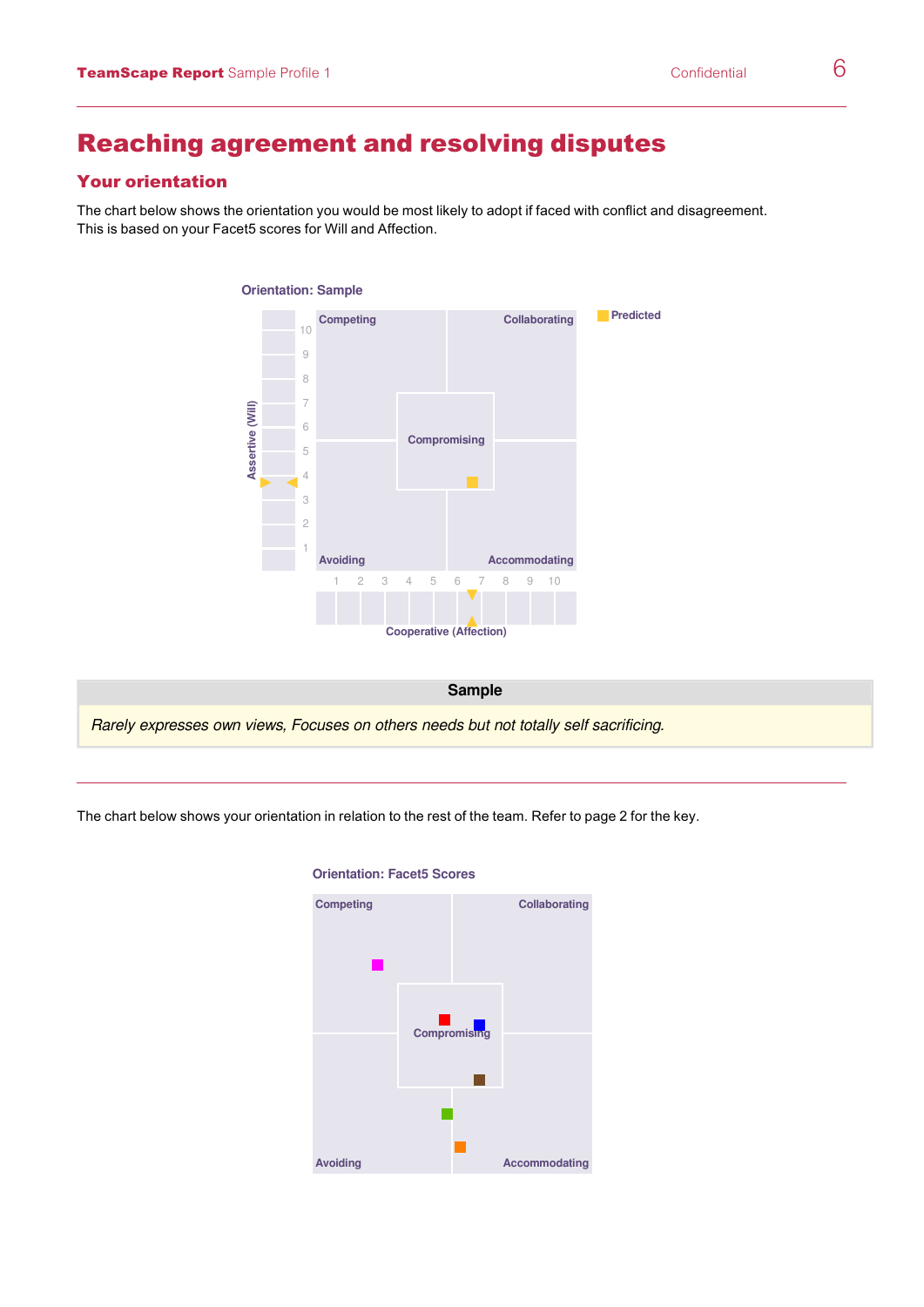# Reaching agreement and resolving disputes

## Your orientation

The chart below shows the orientation you would be most likely to adopt if faced with conflict and disagreement.
This is based on your Facet5 scores for Will and Affection.

Orientation: Sample

Competing
Collaborating
Compromising
Avoiding
Accommodating
Predicted
Assertive (Will)
10
9
8
7
6
5
4
3
2
1
1 2 3 4 5 6 7 8 9 10
Cooperative (Affection)

| Sample |
| --- |
| *Rarely expresses own views, Focuses on others needs but not totally self sacrificing.* |

The chart below shows your orientation in relation to the rest of the team. Refer to page 2 for the key.

Orientation: Facet5 Scores

Competing
Collaborating
Compromising
Avoiding
Accommodating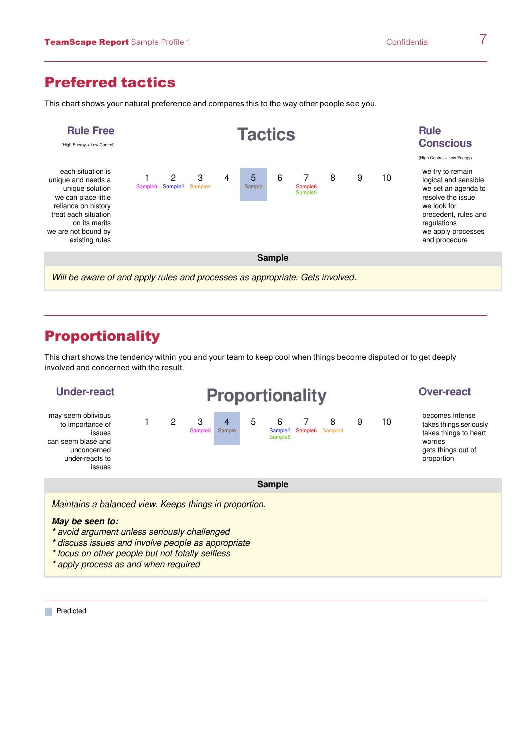## Preferred tactics

This chart shows your natural preference and compares this to the way other people see you.

**Rule Free**

(High Energy + Low Control)

each situation is unique and needs a unique solution
we can place little reliance on history
treat each situation on its merits
we are not bound by existing rules

**Tactics**

1 2 3 4 5 6 7 8 9 10

Sample3 Sample2 Sample4 Sample Sample6 Sample5

**Rule Conscious**

(High Control + Low Energy)

we try to remain logical and sensible
we set an agenda to resolve the issue
we look for precedent, rules and regulations
we apply processes and procedure

**Sample**

*Will be aware of and apply rules and processes as appropriate. Gets involved.*

## Proportionality

This chart shows the tendency within you and your team to keep cool when things become disputed or to get deeply involved and concerned with the result.

**Under-react**

may seem oblivious to importance of issues
can seem blasé and unconcerned
under-reacts to issues

**Proportionality**

1 2 3 4 5 6 7 8 9 10

Sample3 Sample Sample2 Sample5 Sample6 Sample4

**Over-react**

becomes intense
takes things seriously
takes things to heart
worries
gets things out of proportion

**Sample**

*Maintains a balanced view. Keeps things in proportion.*

***May be seen to:***
*\* avoid argument unless seriously challenged*
*\* discuss issues and involve people as appropriate*
*\* focus on other people but not totally selfless*
*\* apply process as and when required*

Predicted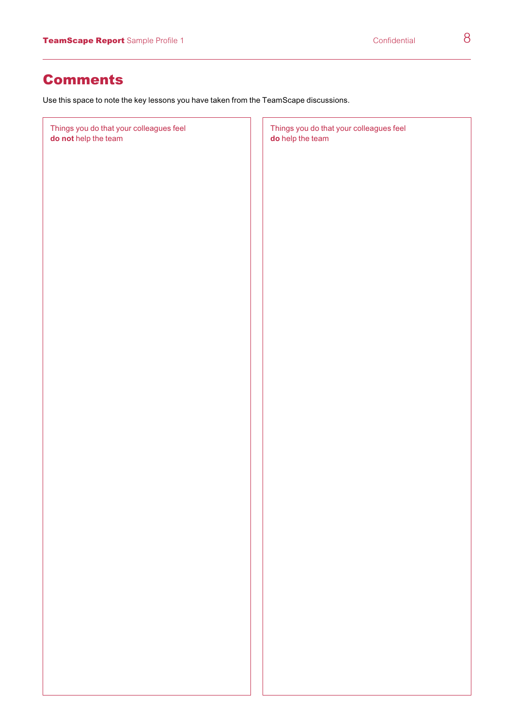## Comments

Use this space to note the key lessons you have taken from the TeamScape discussions.

| Things you do that your colleagues feel **do not** help the team | Things you do that your colleagues feel **do** help the team |
| --- | --- |
| | |